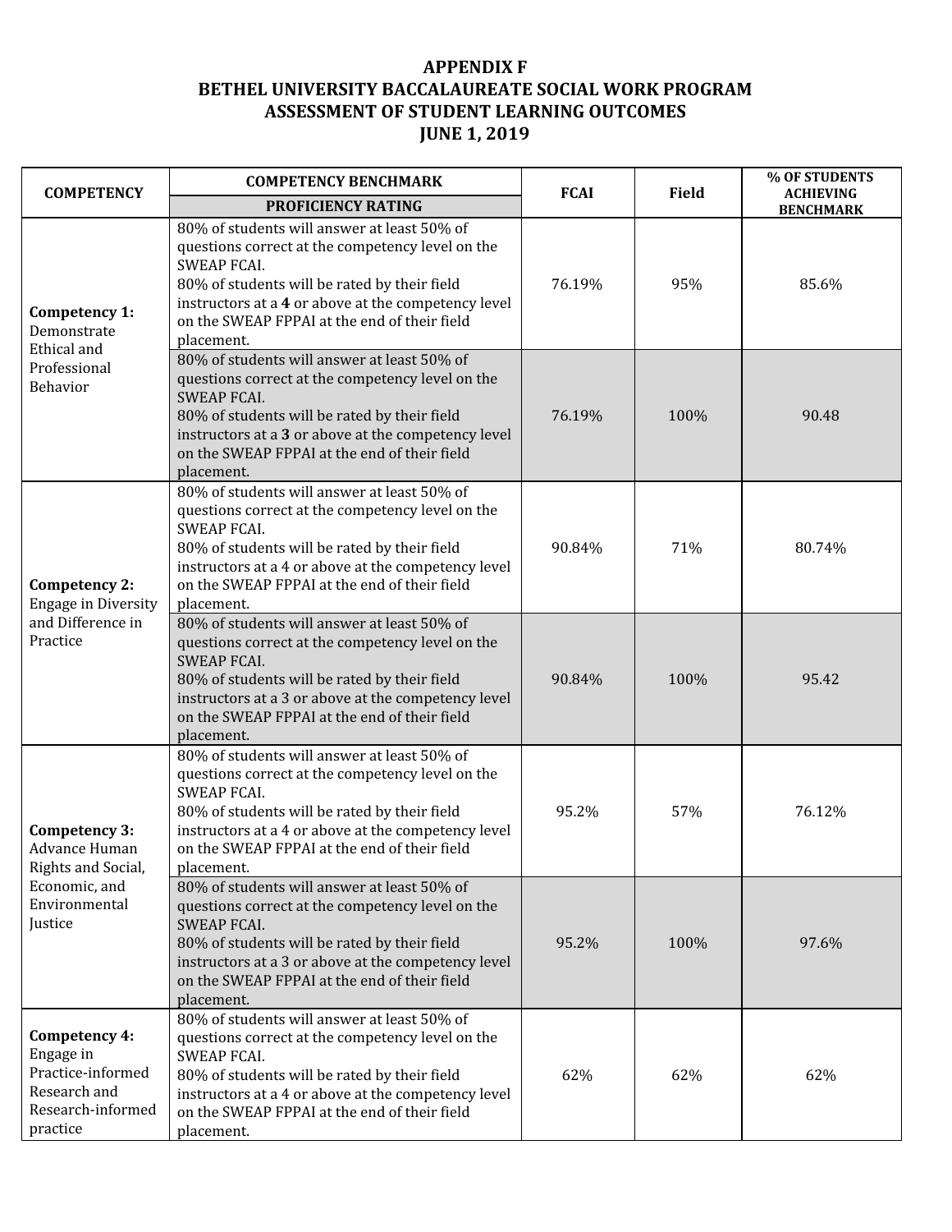# APPENDIX F
# BETHEL UNIVERSITY BACCALAUREATE SOCIAL WORK PROGRAM
# ASSESSMENT OF STUDENT LEARNING OUTCOMES
# JUNE 1, 2019

| COMPETENCY | COMPETENCY BENCHMARK<br>PROFICIENCY RATING | FCAI | Field | % OF STUDENTS ACHIEVING BENCHMARK |
|---|---|---|---|---|
| **Competency 1:** Demonstrate Ethical and Professional Behavior | 80% of students will answer at least 50% of questions correct at the competency level on the SWEAP FCAI.<br>80% of students will be rated by their field instructors at a **4** or above at the competency level on the SWEAP FPPAI at the end of their field placement. | 76.19% | 95% | 85.6% |
| | 80% of students will answer at least 50% of questions correct at the competency level on the SWEAP FCAI.<br>80% of students will be rated by their field instructors at a **3** or above at the competency level on the SWEAP FPPAI at the end of their field placement. | 76.19% | 100% | 90.48 |
| **Competency 2:** Engage in Diversity and Difference in Practice | 80% of students will answer at least 50% of questions correct at the competency level on the SWEAP FCAI.<br>80% of students will be rated by their field instructors at a 4 or above at the competency level on the SWEAP FPPAI at the end of their field placement. | 90.84% | 71% | 80.74% |
| | 80% of students will answer at least 50% of questions correct at the competency level on the SWEAP FCAI.<br>80% of students will be rated by their field instructors at a 3 or above at the competency level on the SWEAP FPPAI at the end of their field placement. | 90.84% | 100% | 95.42 |
| **Competency 3:** Advance Human Rights and Social, Economic, and Environmental Justice | 80% of students will answer at least 50% of questions correct at the competency level on the SWEAP FCAI.<br>80% of students will be rated by their field instructors at a 4 or above at the competency level on the SWEAP FPPAI at the end of their field placement. | 95.2% | 57% | 76.12% |
| | 80% of students will answer at least 50% of questions correct at the competency level on the SWEAP FCAI.<br>80% of students will be rated by their field instructors at a 3 or above at the competency level on the SWEAP FPPAI at the end of their field placement. | 95.2% | 100% | 97.6% |
| **Competency 4:** Engage in Practice-informed Research and Research-informed practice | 80% of students will answer at least 50% of questions correct at the competency level on the SWEAP FCAI.<br>80% of students will be rated by their field instructors at a 4 or above at the competency level on the SWEAP FPPAI at the end of their field placement. | 62% | 62% | 62% |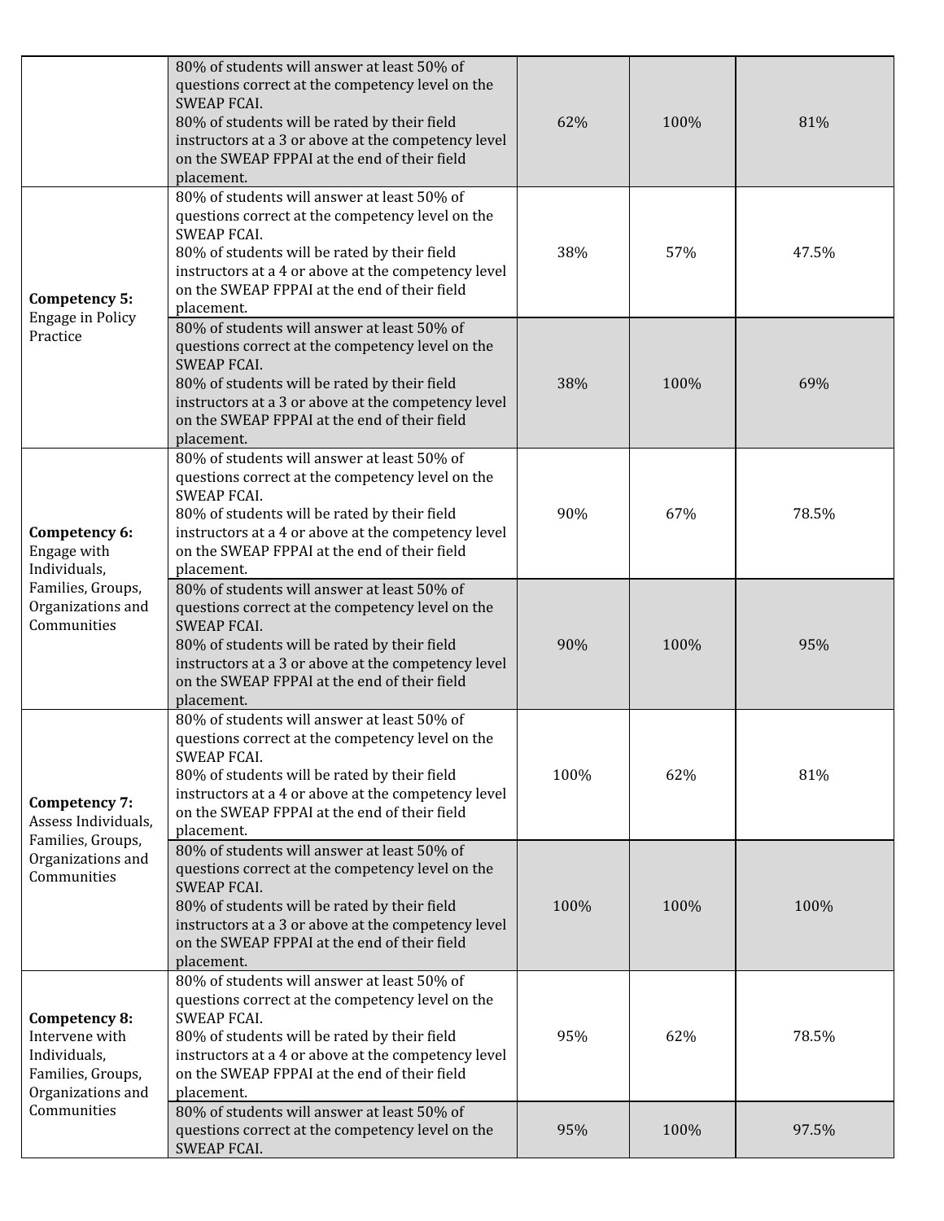| | | | | |
|---|---|---|---|---|
| | 80% of students will answer at least 50% of questions correct at the competency level on the SWEAP FCAI. 80% of students will be rated by their field instructors at a 3 or above at the competency level on the SWEAP FPPAI at the end of their field placement. | 62% | 100% | 81% |
| **Competency 5:** Engage in Policy Practice | 80% of students will answer at least 50% of questions correct at the competency level on the SWEAP FCAI. 80% of students will be rated by their field instructors at a 4 or above at the competency level on the SWEAP FPPAI at the end of their field placement. | 38% | 57% | 47.5% |
| | 80% of students will answer at least 50% of questions correct at the competency level on the SWEAP FCAI. 80% of students will be rated by their field instructors at a 3 or above at the competency level on the SWEAP FPPAI at the end of their field placement. | 38% | 100% | 69% |
| **Competency 6:** Engage with Individuals, Families, Groups, Organizations and Communities | 80% of students will answer at least 50% of questions correct at the competency level on the SWEAP FCAI. 80% of students will be rated by their field instructors at a 4 or above at the competency level on the SWEAP FPPAI at the end of their field placement. | 90% | 67% | 78.5% |
| | 80% of students will answer at least 50% of questions correct at the competency level on the SWEAP FCAI. 80% of students will be rated by their field instructors at a 3 or above at the competency level on the SWEAP FPPAI at the end of their field placement. | 90% | 100% | 95% |
| **Competency 7:** Assess Individuals, Families, Groups, Organizations and Communities | 80% of students will answer at least 50% of questions correct at the competency level on the SWEAP FCAI. 80% of students will be rated by their field instructors at a 4 or above at the competency level on the SWEAP FPPAI at the end of their field placement. | 100% | 62% | 81% |
| | 80% of students will answer at least 50% of questions correct at the competency level on the SWEAP FCAI. 80% of students will be rated by their field instructors at a 3 or above at the competency level on the SWEAP FPPAI at the end of their field placement. | 100% | 100% | 100% |
| **Competency 8:** Intervene with Individuals, Families, Groups, Organizations and Communities | 80% of students will answer at least 50% of questions correct at the competency level on the SWEAP FCAI. 80% of students will be rated by their field instructors at a 4 or above at the competency level on the SWEAP FPPAI at the end of their field placement. | 95% | 62% | 78.5% |
| | 80% of students will answer at least 50% of questions correct at the competency level on the SWEAP FCAI. | 95% | 100% | 97.5% |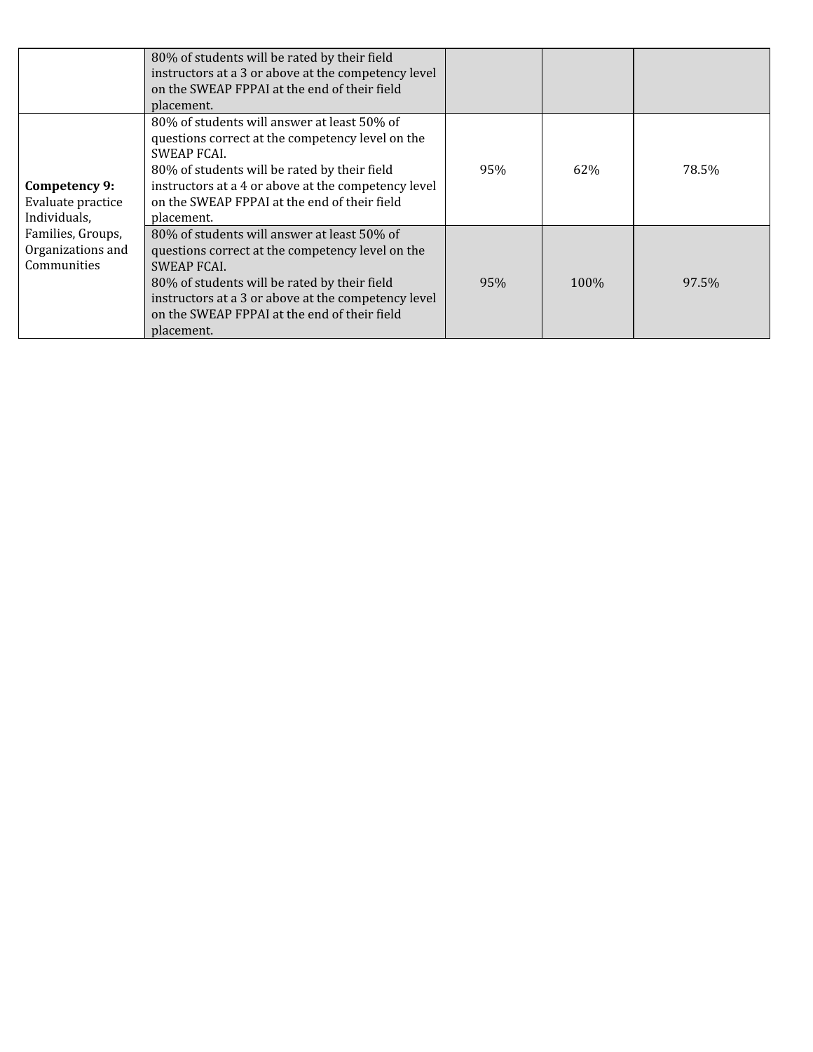| | | | | |
|---|---|---|---|---|
| | 80% of students will be rated by their field instructors at a 3 or above at the competency level on the SWEAP FPPAI at the end of their field placement. | | | |
| **Competency 9:** Evaluate practice Individuals, Families, Groups, Organizations and Communities | 80% of students will answer at least 50% of questions correct at the competency level on the SWEAP FCAI. 80% of students will be rated by their field instructors at a 4 or above at the competency level on the SWEAP FPPAI at the end of their field placement. | 95% | 62% | 78.5% |
| | 80% of students will answer at least 50% of questions correct at the competency level on the SWEAP FCAI. 80% of students will be rated by their field instructors at a 3 or above at the competency level on the SWEAP FPPAI at the end of their field placement. | 95% | 100% | 97.5% |